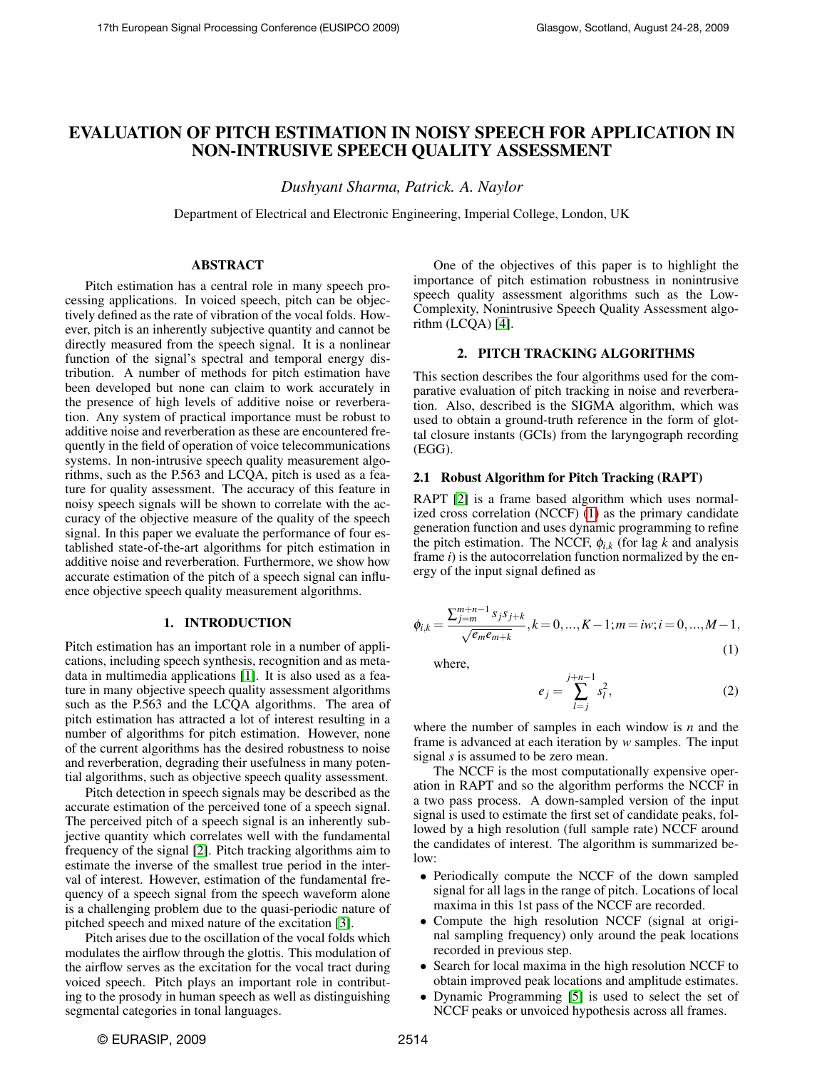# EVALUATION OF PITCH ESTIMATION IN NOISY SPEECH FOR APPLICATION IN NON-INTRUSIVE SPEECH QUALITY ASSESSMENT

*Dushyant Sharma, Patrick. A. Naylor*

Department of Electrical and Electronic Engineering, Imperial College, London, UK

## ABSTRACT

Pitch estimation has a central role in many speech processing applications. In voiced speech, pitch can be objectively defined as the rate of vibration of the vocal folds. However, pitch is an inherently subjective quantity and cannot be directly measured from the speech signal. It is a nonlinear function of the signal's spectral and temporal energy distribution. A number of methods for pitch estimation have been developed but none can claim to work accurately in the presence of high levels of additive noise or reverberation. Any system of practical importance must be robust to additive noise and reverberation as these are encountered frequently in the field of operation of voice telecommunications systems. In non-intrusive speech quality measurement algorithms, such as the P.563 and LCQA, pitch is used as a feature for quality assessment. The accuracy of this feature in noisy speech signals will be shown to correlate with the accuracy of the objective measure of the quality of the speech signal. In this paper we evaluate the performance of four established state-of-the-art algorithms for pitch estimation in additive noise and reverberation. Furthermore, we show how accurate estimation of the pitch of a speech signal can influence objective speech quality measurement algorithms.

## 1. INTRODUCTION

Pitch estimation has an important role in a number of applications, including speech synthesis, recognition and as metadata in multimedia applications [1]. It is also used as a feature in many objective speech quality assessment algorithms such as the P.563 and the LCQA algorithms. The area of pitch estimation has attracted a lot of interest resulting in a number of algorithms for pitch estimation. However, none of the current algorithms has the desired robustness to noise and reverberation, degrading their usefulness in many potential algorithms, such as objective speech quality assessment.

Pitch detection in speech signals may be described as the accurate estimation of the perceived tone of a speech signal. The perceived pitch of a speech signal is an inherently subjective quantity which correlates well with the fundamental frequency of the signal [2]. Pitch tracking algorithms aim to estimate the inverse of the smallest true period in the interval of interest. However, estimation of the fundamental frequency of a speech signal from the speech waveform alone is a challenging problem due to the quasi-periodic nature of pitched speech and mixed nature of the excitation [3].

Pitch arises due to the oscillation of the vocal folds which modulates the airflow through the glottis. This modulation of the airflow serves as the excitation for the vocal tract during voiced speech. Pitch plays an important role in contributing to the prosody in human speech as well as distinguishing segmental categories in tonal languages.

One of the objectives of this paper is to highlight the importance of pitch estimation robustness in nonintrusive speech quality assessment algorithms such as the Low-Complexity, Nonintrusive Speech Quality Assessment algorithm (LCQA) [4].

## 2. PITCH TRACKING ALGORITHMS

This section describes the four algorithms used for the comparative evaluation of pitch tracking in noise and reverberation. Also, described is the SIGMA algorithm, which was used to obtain a ground-truth reference in the form of glottal closure instants (GCIs) from the laryngograph recording (EGG).

### 2.1 Robust Algorithm for Pitch Tracking (RAPT)

RAPT [2] is a frame based algorithm which uses normalized cross correlation (NCCF) (1) as the primary candidate generation function and uses dynamic programming to refine the pitch estimation. The NCCF, $\phi_{i,k}$ (for lag $k$ and analysis frame $i$) is the autocorrelation function normalized by the energy of the input signal defined as

$$\phi_{i,k} = \frac{\sum_{j=m}^{m+n-1} s_j s_{j+k}}{\sqrt{e_m e_{m+k}}}, k=0,...,K-1; m=iw; i=0,...,M-1, \tag{1}$$

where,

$$e_j = \sum_{l=j}^{j+n-1} s_l^2, \tag{2}$$

where the number of samples in each window is $n$ and the frame is advanced at each iteration by $w$ samples. The input signal $s$ is assumed to be zero mean.

The NCCF is the most computationally expensive operation in RAPT and so the algorithm performs the NCCF in a two pass process. A down-sampled version of the input signal is used to estimate the first set of candidate peaks, followed by a high resolution (full sample rate) NCCF around the candidates of interest. The algorithm is summarized below:

- Periodically compute the NCCF of the down sampled signal for all lags in the range of pitch. Locations of local maxima in this 1st pass of the NCCF are recorded.
- Compute the high resolution NCCF (signal at original sampling frequency) only around the peak locations recorded in previous step.
- Search for local maxima in the high resolution NCCF to obtain improved peak locations and amplitude estimates.
- Dynamic Programming [5] is used to select the set of NCCF peaks or unvoiced hypothesis across all frames.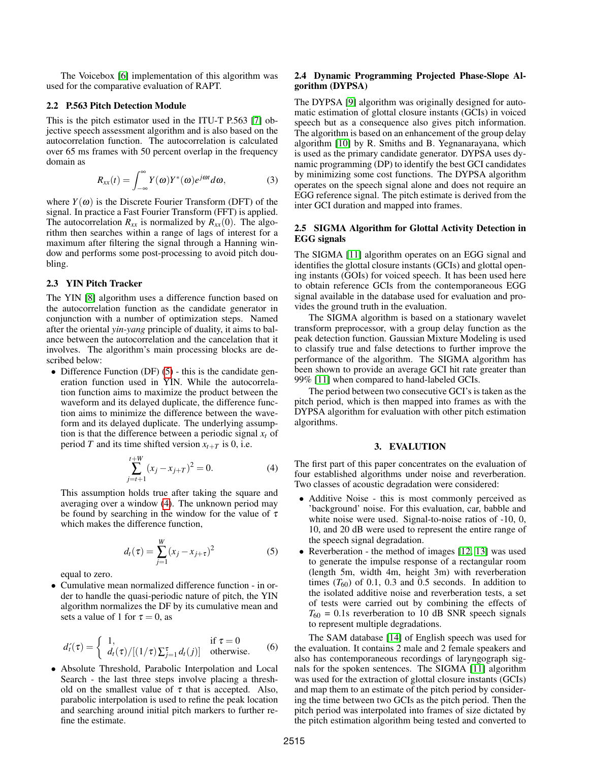The Voicebox [6] implementation of this algorithm was used for the comparative evaluation of RAPT.

### 2.2 P.563 Pitch Detection Module

This is the pitch estimator used in the ITU-T P.563 [7] objective speech assessment algorithm and is also based on the autocorrelation function. The autocorrelation is calculated over 65 ms frames with 50 percent overlap in the frequency domain as

$$R_{xx}(t) = \int_{-\infty}^{\infty} Y(\omega)Y^{*}(\omega)e^{j\omega t}d\omega, \tag{3}$$

where $Y(\omega)$ is the Discrete Fourier Transform (DFT) of the signal. In practice a Fast Fourier Transform (FFT) is applied. The autocorrelation $R_{xx}$ is normalized by $R_{xx}(0)$. The algorithm then searches within a range of lags of interest for a maximum after filtering the signal through a Hanning window and performs some post-processing to avoid pitch doubling.

### 2.3 YIN Pitch Tracker

The YIN [8] algorithm uses a difference function based on the autocorrelation function as the candidate generator in conjunction with a number of optimization steps. Named after the oriental *yin-yang* principle of duality, it aims to balance between the autocorrelation and the cancelation that it involves. The algorithm's main processing blocks are described below:

- Difference Function (DF) (5) - this is the candidate generation function used in YIN. While the autocorrelation function aims to maximize the product between the waveform and its delayed duplicate, the difference function aims to minimize the difference between the waveform and its delayed duplicate. The underlying assumption is that the difference between a periodic signal $x_t$ of period $T$ and its time shifted version $x_{t+T}$ is 0, i.e.

$$\sum_{j=t+1}^{t+W} (x_j - x_{j+T})^2 = 0. \tag{4}$$

  This assumption holds true after taking the square and averaging over a window (4). The unknown period may be found by searching in the window for the value of $\tau$ which makes the difference function,

$$d_t(\tau) = \sum_{j=1}^{W} (x_j - x_{j+\tau})^2 \tag{5}$$

  equal to zero.

- Cumulative mean normalized difference function - in order to handle the quasi-periodic nature of pitch, the YIN algorithm normalizes the DF by its cumulative mean and sets a value of 1 for $\tau = 0$, as

$$d_t^{\prime}(\tau) = \begin{cases} 1, & \text{if } \tau = 0 \\ d_t(\tau)/[(1/\tau)\sum_{j=1}^{\tau} d_t(j)] & \text{otherwise.} \end{cases} \tag{6}$$

- Absolute Threshold, Parabolic Interpolation and Local Search - the last three steps involve placing a threshold on the smallest value of $\tau$ that is accepted. Also, parabolic interpolation is used to refine the peak location and searching around initial pitch markers to further refine the estimate.

### 2.4 Dynamic Programming Projected Phase-Slope Algorithm (DYPSA)

The DYPSA [9] algorithm was originally designed for automatic estimation of glottal closure instants (GCIs) in voiced speech but as a consequence also gives pitch information. The algorithm is based on an enhancement of the group delay algorithm [10] by R. Smiths and B. Yegnanarayana, which is used as the primary candidate generator. DYPSA uses dynamic programming (DP) to identify the best GCI candidates by minimizing some cost functions. The DYPSA algorithm operates on the speech signal alone and does not require an EGG reference signal. The pitch estimate is derived from the inter GCI duration and mapped into frames.

### 2.5 SIGMA Algorithm for Glottal Activity Detection in EGG signals

The SIGMA [11] algorithm operates on an EGG signal and identifies the glottal closure instants (GCIs) and glottal opening instants (GOIs) for voiced speech. It has been used here to obtain reference GCIs from the contemporaneous EGG signal available in the database used for evaluation and provides the ground truth in the evaluation.

The SIGMA algorithm is based on a stationary wavelet transform preprocessor, with a group delay function as the peak detection function. Gaussian Mixture Modeling is used to classify true and false detections to further improve the performance of the algorithm. The SIGMA algorithm has been shown to provide an average GCI hit rate greater than 99% [11] when compared to hand-labeled GCIs.

The period between two consecutive GCI's is taken as the pitch period, which is then mapped into frames as with the DYPSA algorithm for evaluation with other pitch estimation algorithms.

## 3. EVALUTION

The first part of this paper concentrates on the evaluation of four established algorithms under noise and reverberation. Two classes of acoustic degradation were considered:

- Additive Noise - this is most commonly perceived as 'background' noise. For this evaluation, car, babble and white noise were used. Signal-to-noise ratios of -10, 0, 10, and 20 dB were used to represent the entire range of the speech signal degradation.
- Reverberation - the method of images [12, 13] was used to generate the impulse response of a rectangular room (length 5m, width 4m, height 3m) with reverberation times ($T_{60}$) of 0.1, 0.3 and 0.5 seconds. In addition to the isolated additive noise and reverberation tests, a set of tests were carried out by combining the effects of $T_{60}$ = 0.1s reverberation to 10 dB SNR speech signals to represent multiple degradations.

The SAM database [14] of English speech was used for the evaluation. It contains 2 male and 2 female speakers and also has contemporaneous recordings of laryngograph signals for the spoken sentences. The SIGMA [11] algorithm was used for the extraction of glottal closure instants (GCIs) and map them to an estimate of the pitch period by considering the time between two GCIs as the pitch period. Then the pitch period was interpolated into frames of size dictated by the pitch estimation algorithm being tested and converted to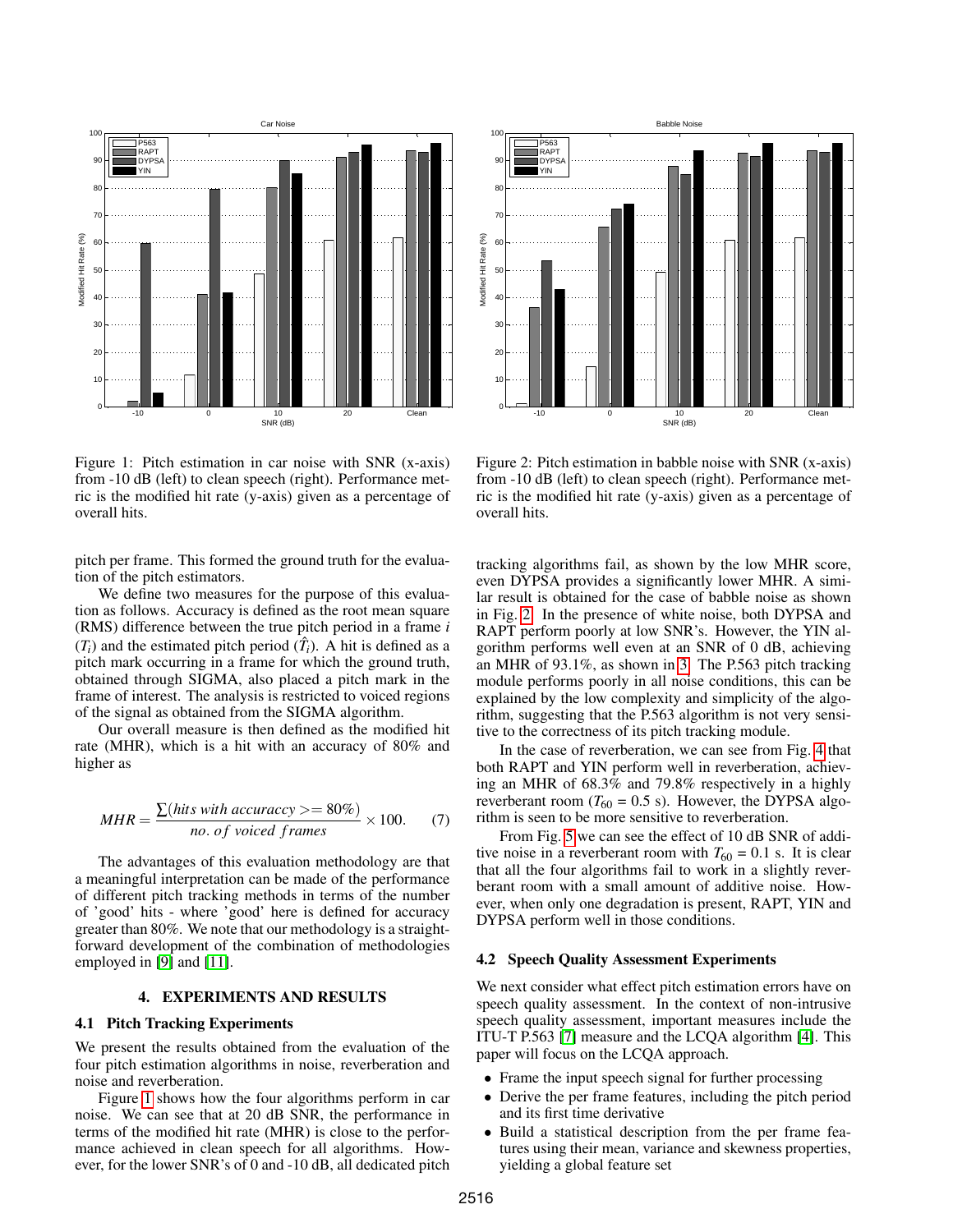Figure 1: Pitch estimation in car noise with SNR (x-axis) from -10 dB (left) to clean speech (right). Performance metric is the modified hit rate (y-axis) given as a percentage of overall hits.

Figure 2: Pitch estimation in babble noise with SNR (x-axis) from -10 dB (left) to clean speech (right). Performance metric is the modified hit rate (y-axis) given as a percentage of overall hits.

pitch per frame. This formed the ground truth for the evaluation of the pitch estimators.

We define two measures for the purpose of this evaluation as follows. Accuracy is defined as the root mean square (RMS) difference between the true pitch period in a frame $i$ ($T_i$) and the estimated pitch period ($\hat{T}_i$). A hit is defined as a pitch mark occurring in a frame for which the ground truth, obtained through SIGMA, also placed a pitch mark in the frame of interest. The analysis is restricted to voiced regions of the signal as obtained from the SIGMA algorithm.

Our overall measure is then defined as the modified hit rate (MHR), which is a hit with an accuracy of 80% and higher as

$$MHR = \frac{\sum(hits\ with\ accuraccy >= 80\%)}{no.\ of\ voiced\ frames} \times 100. \qquad (7)$$

The advantages of this evaluation methodology are that a meaningful interpretation can be made of the performance of different pitch tracking methods in terms of the number of 'good' hits - where 'good' here is defined for accuracy greater than 80%. We note that our methodology is a straightforward development of the combination of methodologies employed in [9] and [11].

## 4. EXPERIMENTS AND RESULTS

### 4.1 Pitch Tracking Experiments

We present the results obtained from the evaluation of the four pitch estimation algorithms in noise, reverberation and noise and reverberation.

Figure 1 shows how the four algorithms perform in car noise. We can see that at 20 dB SNR, the performance in terms of the modified hit rate (MHR) is close to the performance achieved in clean speech for all algorithms. However, for the lower SNR's of 0 and -10 dB, all dedicated pitch tracking algorithms fail, as shown by the low MHR score, even DYPSA provides a significantly lower MHR. A similar result is obtained for the case of babble noise as shown in Fig. 2. In the presence of white noise, both DYPSA and RAPT perform poorly at low SNR's. However, the YIN algorithm performs well even at an SNR of 0 dB, achieving an MHR of 93.1%, as shown in 3. The P.563 pitch tracking module performs poorly in all noise conditions, this can be explained by the low complexity and simplicity of the algorithm, suggesting that the P.563 algorithm is not very sensitive to the correctness of its pitch tracking module.

In the case of reverberation, we can see from Fig. 4 that both RAPT and YIN perform well in reverberation, achieving an MHR of 68.3% and 79.8% respectively in a highly reverberant room ($T_{60}$ = 0.5 s). However, the DYPSA algorithm is seen to be more sensitive to reverberation.

From Fig. 5 we can see the effect of 10 dB SNR of additive noise in a reverberant room with $T_{60}$ = 0.1 s. It is clear that all the four algorithms fail to work in a slightly reverberant room with a small amount of additive noise. However, when only one degradation is present, RAPT, YIN and DYPSA perform well in those conditions.

### 4.2 Speech Quality Assessment Experiments

We next consider what effect pitch estimation errors have on speech quality assessment. In the context of non-intrusive speech quality assessment, important measures include the ITU-T P.563 [7] measure and the LCQA algorithm [4]. This paper will focus on the LCQA approach.

- Frame the input speech signal for further processing
- Derive the per frame features, including the pitch period and its first time derivative
- Build a statistical description from the per frame features using their mean, variance and skewness properties, yielding a global feature set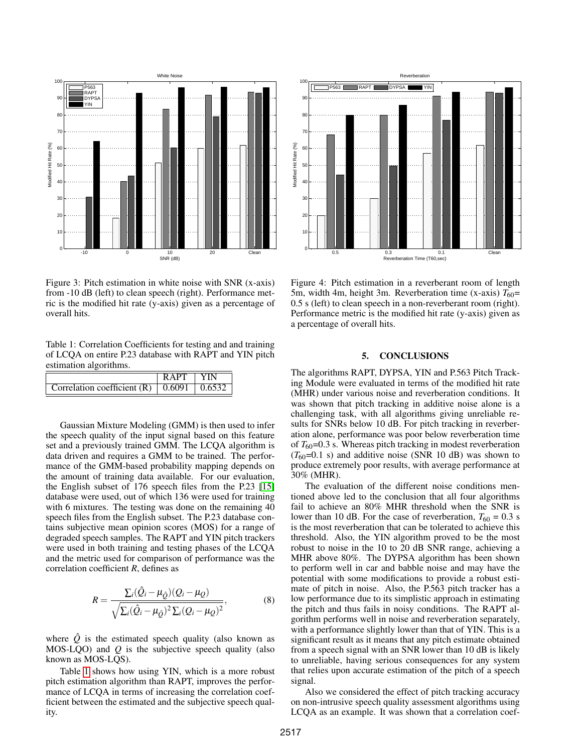Figure 3: Pitch estimation in white noise with SNR (x-axis) from -10 dB (left) to clean speech (right). Performance metric is the modified hit rate (y-axis) given as a percentage of overall hits.

Figure 4: Pitch estimation in a reverberant room of length 5m, width 4m, height 3m. Reverberation time (x-axis) $T_{60}$= 0.5 s (left) to clean speech in a non-reverberant room (right). Performance metric is the modified hit rate (y-axis) given as a percentage of overall hits.

Table 1: Correlation Coefficients for testing and and training of LCQA on entire P.23 database with RAPT and YIN pitch estimation algorithms.

| | RAPT | YIN |
|---|---|---|
| Correlation coefficient (R) | 0.6091 | 0.6532 |

Gaussian Mixture Modeling (GMM) is then used to infer the speech quality of the input signal based on this feature set and a previously trained GMM. The LCQA algorithm is data driven and requires a GMM to be trained. The performance of the GMM-based probability mapping depends on the amount of training data available. For our evaluation, the English subset of 176 speech files from the P.23 [15] database were used, out of which 136 were used for training with 6 mixtures. The testing was done on the remaining 40 speech files from the English subset. The P.23 database contains subjective mean opinion scores (MOS) for a range of degraded speech samples. The RAPT and YIN pitch trackers were used in both training and testing phases of the LCQA and the metric used for comparison of performance was the correlation coefficient $R$, defines as

$$R = \frac{\sum_i(\hat{Q}_i - \mu_{\hat{Q}})(Q_i - \mu_Q)}{\sqrt{\sum_i(\hat{Q}_i - \mu_{\hat{Q}})^2 \sum_i(Q_i - \mu_Q)^2}}, \tag{8}$$

where $\hat{Q}$ is the estimated speech quality (also known as MOS-LQO) and $Q$ is the subjective speech quality (also known as MOS-LQS).

Table 1 shows how using YIN, which is a more robust pitch estimation algorithm than RAPT, improves the performance of LCQA in terms of increasing the correlation coefficient between the estimated and the subjective speech quality.

## 5. CONCLUSIONS

The algorithms RAPT, DYPSA, YIN and P.563 Pitch Tracking Module were evaluated in terms of the modified hit rate (MHR) under various noise and reverberation conditions. It was shown that pitch tracking in additive noise alone is a challenging task, with all algorithms giving unreliable results for SNRs below 10 dB. For pitch tracking in reverberation alone, performance was poor below reverberation time of $T_{60}$=0.3 s. Whereas pitch tracking in modest reverberation ($T_{60}$=0.1 s) and additive noise (SNR 10 dB) was shown to produce extremely poor results, with average performance at 30% (MHR).

The evaluation of the different noise conditions mentioned above led to the conclusion that all four algorithms fail to achieve an 80% MHR threshold when the SNR is lower than 10 dB. For the case of reverberation, $T_{60}$ = 0.3 s is the most reverberation that can be tolerated to achieve this threshold. Also, the YIN algorithm proved to be the most robust to noise in the 10 to 20 dB SNR range, achieving a MHR above 80%. The DYPSA algorithm has been shown to perform well in car and babble noise and may have the potential with some modifications to provide a robust estimate of pitch in noise. Also, the P.563 pitch tracker has a low performance due to its simplistic approach in estimating the pitch and thus fails in noisy conditions. The RAPT algorithm performs well in noise and reverberation separately, with a performance slightly lower than that of YIN. This is a significant result as it means that any pitch estimate obtained from a speech signal with an SNR lower than 10 dB is likely to unreliable, having serious consequences for any system that relies upon accurate estimation of the pitch of a speech signal.

Also we considered the effect of pitch tracking accuracy on non-intrusive speech quality assessment algorithms using LCQA as an example. It was shown that a correlation coef-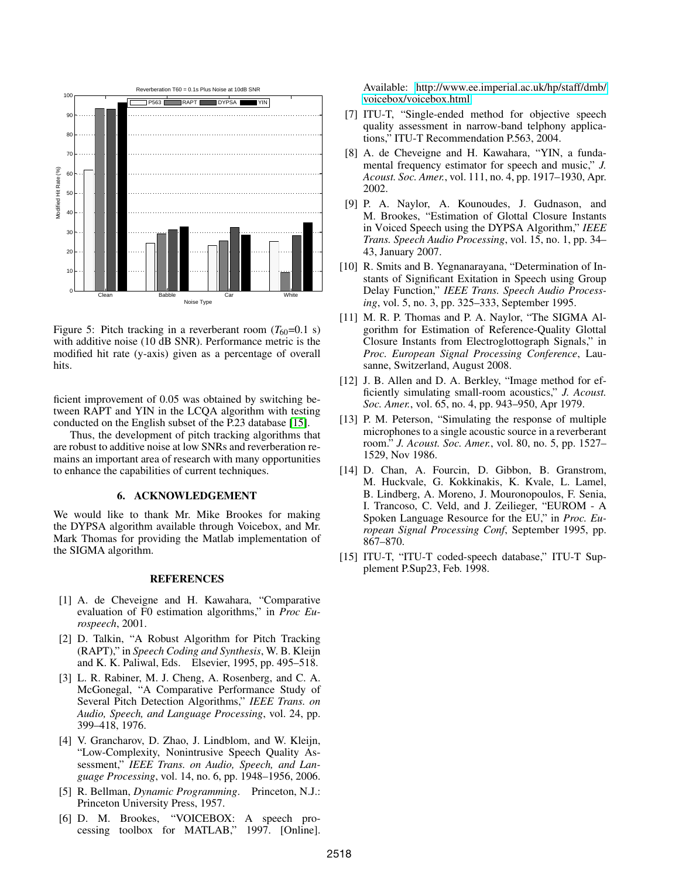Reverberation T60 = 0.1s Plus Noise at 10dB SNR

P563 RAPT DYPSA YIN

Modified Hit Rate (%)

100
90
80
70
60
50
40
30
20
10
0

Clean Babble Car White

Noise Type

Figure 5: Pitch tracking in a reverberant room ($T_{60}$=0.1 s) with additive noise (10 dB SNR). Performance metric is the modified hit rate (y-axis) given as a percentage of overall hits.

ficient improvement of 0.05 was obtained by switching between RAPT and YIN in the LCQA algorithm with testing conducted on the English subset of the P.23 database [15].

Thus, the development of pitch tracking algorithms that are robust to additive noise at low SNRs and reverberation remains an important area of research with many opportunities to enhance the capabilities of current techniques.

## 6. ACKNOWLEDGEMENT

We would like to thank Mr. Mike Brookes for making the DYPSA algorithm available through Voicebox, and Mr. Mark Thomas for providing the Matlab implementation of the SIGMA algorithm.

## REFERENCES

[1] A. de Cheveigne and H. Kawahara, "Comparative evaluation of F0 estimation algorithms," in *Proc Eurospeech*, 2001.

[2] D. Talkin, "A Robust Algorithm for Pitch Tracking (RAPT)," in *Speech Coding and Synthesis*, W. B. Kleijn and K. K. Paliwal, Eds. Elsevier, 1995, pp. 495–518.

[3] L. R. Rabiner, M. J. Cheng, A. Rosenberg, and C. A. McGonegal, "A Comparative Performance Study of Several Pitch Detection Algorithms," *IEEE Trans. on Audio, Speech, and Language Processing*, vol. 24, pp. 399–418, 1976.

[4] V. Grancharov, D. Zhao, J. Lindblom, and W. Kleijn, "Low-Complexity, Nonintrusive Speech Quality Assessment," *IEEE Trans. on Audio, Speech, and Language Processing*, vol. 14, no. 6, pp. 1948–1956, 2006.

[5] R. Bellman, *Dynamic Programming*. Princeton, N.J.: Princeton University Press, 1957.

[6] D. M. Brookes, "VOICEBOX: A speech processing toolbox for MATLAB," 1997. [Online]. Available: http://www.ee.imperial.ac.uk/hp/staff/dmb/voicebox/voicebox.html

[7] ITU-T, "Single-ended method for objective speech quality assessment in narrow-band telphony applications," ITU-T Recommendation P.563, 2004.

[8] A. de Cheveigne and H. Kawahara, "YIN, a fundamental frequency estimator for speech and music," *J. Acoust. Soc. Amer.*, vol. 111, no. 4, pp. 1917–1930, Apr. 2002.

[9] P. A. Naylor, A. Kounoudes, J. Gudnason, and M. Brookes, "Estimation of Glottal Closure Instants in Voiced Speech using the DYPSA Algorithm," *IEEE Trans. Speech Audio Processing*, vol. 15, no. 1, pp. 34–43, January 2007.

[10] R. Smits and B. Yegnanarayana, "Determination of Instants of Significant Exitation in Speech using Group Delay Function," *IEEE Trans. Speech Audio Processing*, vol. 5, no. 3, pp. 325–333, September 1995.

[11] M. R. P. Thomas and P. A. Naylor, "The SIGMA Algorithm for Estimation of Reference-Quality Glottal Closure Instants from Electroglottograph Signals," in *Proc. European Signal Processing Conference*, Lausanne, Switzerland, August 2008.

[12] J. B. Allen and D. A. Berkley, "Image method for efficiently simulating small-room acoustics," *J. Acoust. Soc. Amer.*, vol. 65, no. 4, pp. 943–950, Apr 1979.

[13] P. M. Peterson, "Simulating the response of multiple microphones to a single acoustic source in a reverberant room." *J. Acoust. Soc. Amer.*, vol. 80, no. 5, pp. 1527–1529, Nov 1986.

[14] D. Chan, A. Fourcin, D. Gibbon, B. Granstrom, M. Huckvale, G. Kokkinakis, K. Kvale, L. Lamel, B. Lindberg, A. Moreno, J. Mouronopoulos, F. Senia, I. Trancoso, C. Veld, and J. Zeilieger, "EUROM - A Spoken Language Resource for the EU," in *Proc. European Signal Processing Conf*, September 1995, pp. 867–870.

[15] ITU-T, "ITU-T coded-speech database," ITU-T Supplement P.Sup23, Feb. 1998.